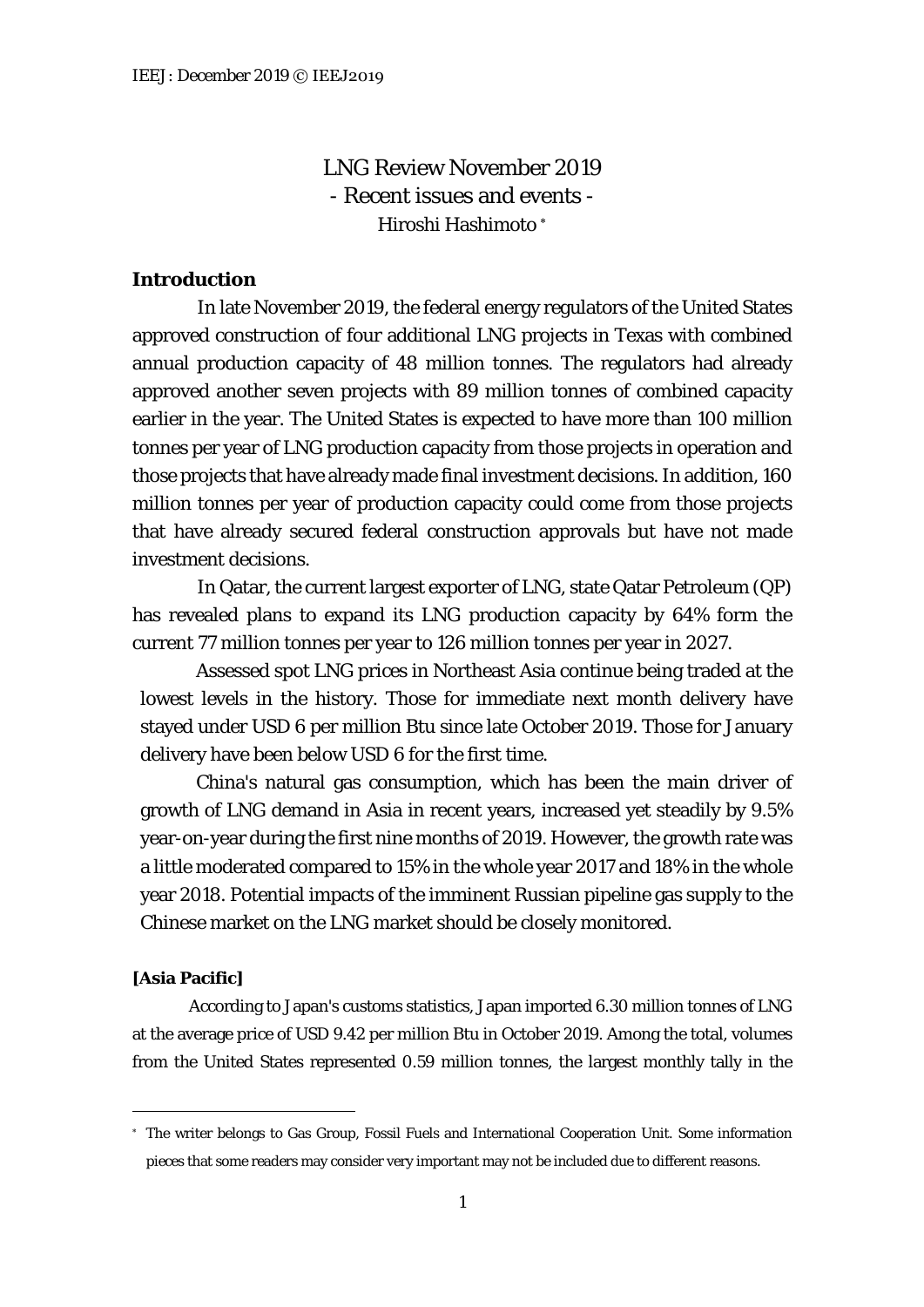# LNG Review November 2019
## - Recent issues and events -

Hiroshi Hashimoto [*]

## Introduction

In late November 2019, the federal energy regulators of the United States approved construction of four additional LNG projects in Texas with combined annual production capacity of 48 million tonnes. The regulators had already approved another seven projects with 89 million tonnes of combined capacity earlier in the year. The United States is expected to have more than 100 million tonnes per year of LNG production capacity from those projects in operation and those projects that have already made final investment decisions. In addition, 160 million tonnes per year of production capacity could come from those projects that have already secured federal construction approvals but have not made investment decisions.

In Qatar, the current largest exporter of LNG, state Qatar Petroleum (QP) has revealed plans to expand its LNG production capacity by 64% form the current 77 million tonnes per year to 126 million tonnes per year in 2027.

Assessed spot LNG prices in Northeast Asia continue being traded at the lowest levels in the history. Those for immediate next month delivery have stayed under USD 6 per million Btu since late October 2019. Those for January delivery have been below USD 6 for the first time.

China's natural gas consumption, which has been the main driver of growth of LNG demand in Asia in recent years, increased yet steadily by 9.5% year-on-year during the first nine months of 2019. However, the growth rate was a little moderated compared to 15% in the whole year 2017 and 18% in the whole year 2018. Potential impacts of the imminent Russian pipeline gas supply to the Chinese market on the LNG market should be closely monitored.

### [Asia Pacific]

According to Japan's customs statistics, Japan imported 6.30 million tonnes of LNG at the average price of USD 9.42 per million Btu in October 2019. Among the total, volumes from the United States represented 0.59 million tonnes, the largest monthly tally in the

---

[*] The writer belongs to Gas Group, Fossil Fuels and International Cooperation Unit. Some information pieces that some readers may consider very important may not be included due to different reasons.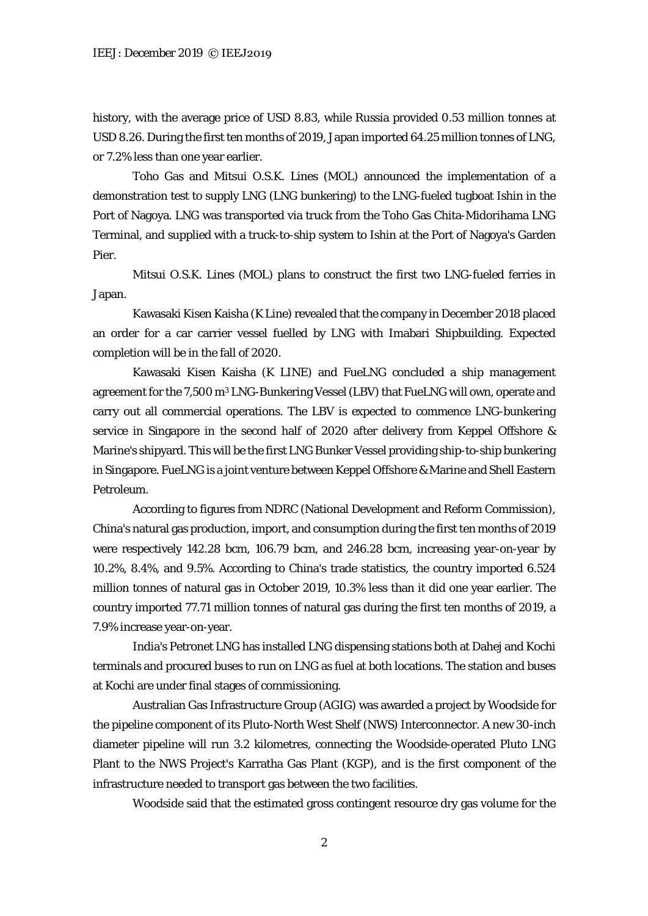history, with the average price of USD 8.83, while Russia provided 0.53 million tonnes at USD 8.26. During the first ten months of 2019, Japan imported 64.25 million tonnes of LNG, or 7.2% less than one year earlier.

Toho Gas and Mitsui O.S.K. Lines (MOL) announced the implementation of a demonstration test to supply LNG (LNG bunkering) to the LNG-fueled tugboat Ishin in the Port of Nagoya. LNG was transported via truck from the Toho Gas Chita-Midorihama LNG Terminal, and supplied with a truck-to-ship system to Ishin at the Port of Nagoya's Garden Pier.

Mitsui O.S.K. Lines (MOL) plans to construct the first two LNG-fueled ferries in Japan.

Kawasaki Kisen Kaisha (K Line) revealed that the company in December 2018 placed an order for a car carrier vessel fuelled by LNG with Imabari Shipbuilding. Expected completion will be in the fall of 2020.

Kawasaki Kisen Kaisha (K LINE) and FueLNG concluded a ship management agreement for the 7,500 $m^3$ LNG-Bunkering Vessel (LBV) that FueLNG will own, operate and carry out all commercial operations. The LBV is expected to commence LNG-bunkering service in Singapore in the second half of 2020 after delivery from Keppel Offshore & Marine's shipyard. This will be the first LNG Bunker Vessel providing ship-to-ship bunkering in Singapore. FueLNG is a joint venture between Keppel Offshore & Marine and Shell Eastern Petroleum.

According to figures from NDRC (National Development and Reform Commission), China's natural gas production, import, and consumption during the first ten months of 2019 were respectively 142.28 bcm, 106.79 bcm, and 246.28 bcm, increasing year-on-year by 10.2%, 8.4%, and 9.5%. According to China's trade statistics, the country imported 6.524 million tonnes of natural gas in October 2019, 10.3% less than it did one year earlier. The country imported 77.71 million tonnes of natural gas during the first ten months of 2019, a 7.9% increase year-on-year.

India's Petronet LNG has installed LNG dispensing stations both at Dahej and Kochi terminals and procured buses to run on LNG as fuel at both locations. The station and buses at Kochi are under final stages of commissioning.

Australian Gas Infrastructure Group (AGIG) was awarded a project by Woodside for the pipeline component of its Pluto-North West Shelf (NWS) Interconnector. A new 30-inch diameter pipeline will run 3.2 kilometres, connecting the Woodside-operated Pluto LNG Plant to the NWS Project's Karratha Gas Plant (KGP), and is the first component of the infrastructure needed to transport gas between the two facilities.

Woodside said that the estimated gross contingent resource dry gas volume for the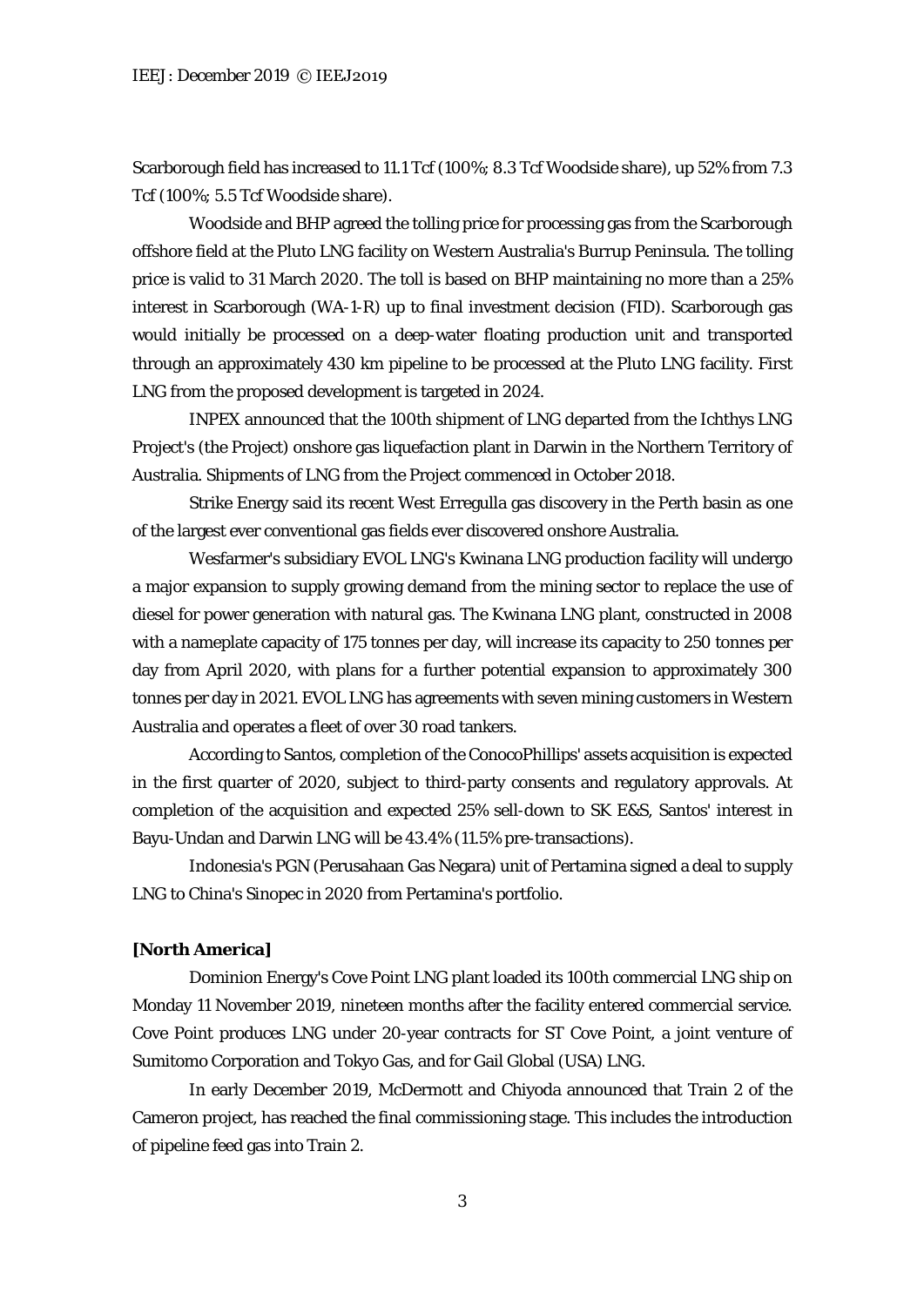Scarborough field has increased to 11.1 Tcf (100%; 8.3 Tcf Woodside share), up 52% from 7.3 Tcf (100%; 5.5 Tcf Woodside share).

Woodside and BHP agreed the tolling price for processing gas from the Scarborough offshore field at the Pluto LNG facility on Western Australia's Burrup Peninsula. The tolling price is valid to 31 March 2020. The toll is based on BHP maintaining no more than a 25% interest in Scarborough (WA-1-R) up to final investment decision (FID). Scarborough gas would initially be processed on a deep-water floating production unit and transported through an approximately 430 km pipeline to be processed at the Pluto LNG facility. First LNG from the proposed development is targeted in 2024.

INPEX announced that the 100th shipment of LNG departed from the Ichthys LNG Project's (the Project) onshore gas liquefaction plant in Darwin in the Northern Territory of Australia. Shipments of LNG from the Project commenced in October 2018.

Strike Energy said its recent West Erregulla gas discovery in the Perth basin as one of the largest ever conventional gas fields ever discovered onshore Australia.

Wesfarmer's subsidiary EVOL LNG's Kwinana LNG production facility will undergo a major expansion to supply growing demand from the mining sector to replace the use of diesel for power generation with natural gas. The Kwinana LNG plant, constructed in 2008 with a nameplate capacity of 175 tonnes per day, will increase its capacity to 250 tonnes per day from April 2020, with plans for a further potential expansion to approximately 300 tonnes per day in 2021. EVOL LNG has agreements with seven mining customers in Western Australia and operates a fleet of over 30 road tankers.

According to Santos, completion of the ConocoPhillips' assets acquisition is expected in the first quarter of 2020, subject to third-party consents and regulatory approvals. At completion of the acquisition and expected 25% sell-down to SK E&S, Santos' interest in Bayu-Undan and Darwin LNG will be 43.4% (11.5% pre-transactions).

Indonesia's PGN (Perusahaan Gas Negara) unit of Pertamina signed a deal to supply LNG to China's Sinopec in 2020 from Pertamina's portfolio.

**[North America]**

Dominion Energy's Cove Point LNG plant loaded its 100th commercial LNG ship on Monday 11 November 2019, nineteen months after the facility entered commercial service. Cove Point produces LNG under 20-year contracts for ST Cove Point, a joint venture of Sumitomo Corporation and Tokyo Gas, and for Gail Global (USA) LNG.

In early December 2019, McDermott and Chiyoda announced that Train 2 of the Cameron project, has reached the final commissioning stage. This includes the introduction of pipeline feed gas into Train 2.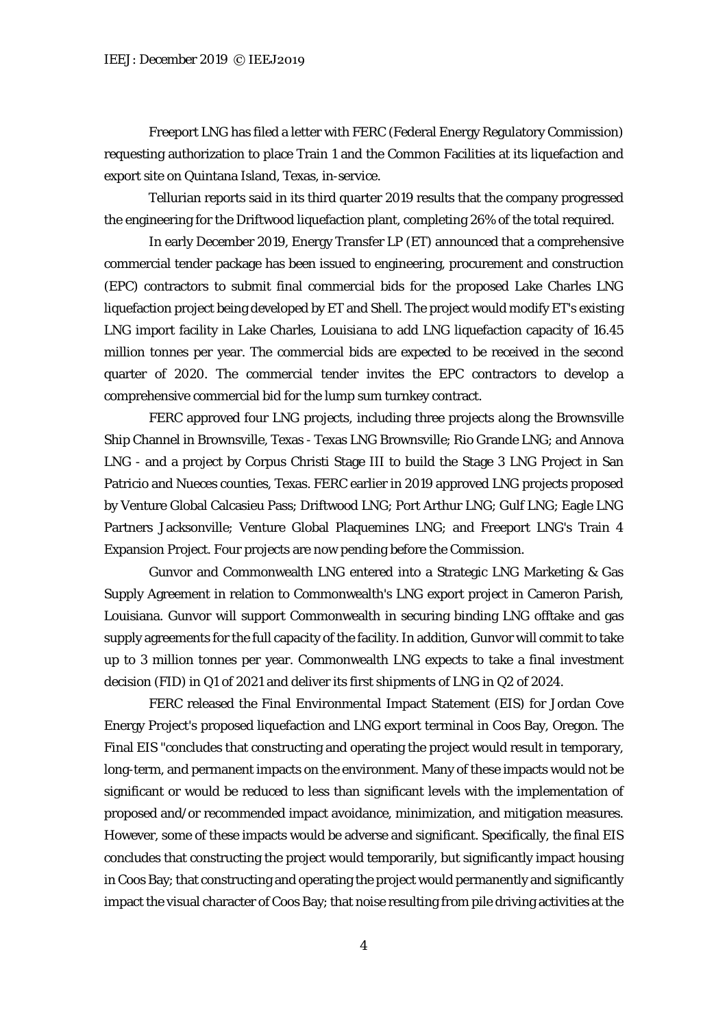Freeport LNG has filed a letter with FERC (Federal Energy Regulatory Commission) requesting authorization to place Train 1 and the Common Facilities at its liquefaction and export site on Quintana Island, Texas, in-service.

Tellurian reports said in its third quarter 2019 results that the company progressed the engineering for the Driftwood liquefaction plant, completing 26% of the total required.

In early December 2019, Energy Transfer LP (ET) announced that a comprehensive commercial tender package has been issued to engineering, procurement and construction (EPC) contractors to submit final commercial bids for the proposed Lake Charles LNG liquefaction project being developed by ET and Shell. The project would modify ET's existing LNG import facility in Lake Charles, Louisiana to add LNG liquefaction capacity of 16.45 million tonnes per year. The commercial bids are expected to be received in the second quarter of 2020. The commercial tender invites the EPC contractors to develop a comprehensive commercial bid for the lump sum turnkey contract.

FERC approved four LNG projects, including three projects along the Brownsville Ship Channel in Brownsville, Texas - Texas LNG Brownsville; Rio Grande LNG; and Annova LNG - and a project by Corpus Christi Stage III to build the Stage 3 LNG Project in San Patricio and Nueces counties, Texas. FERC earlier in 2019 approved LNG projects proposed by Venture Global Calcasieu Pass; Driftwood LNG; Port Arthur LNG; Gulf LNG; Eagle LNG Partners Jacksonville; Venture Global Plaquemines LNG; and Freeport LNG's Train 4 Expansion Project. Four projects are now pending before the Commission.

Gunvor and Commonwealth LNG entered into a Strategic LNG Marketing & Gas Supply Agreement in relation to Commonwealth's LNG export project in Cameron Parish, Louisiana. Gunvor will support Commonwealth in securing binding LNG offtake and gas supply agreements for the full capacity of the facility. In addition, Gunvor will commit to take up to 3 million tonnes per year. Commonwealth LNG expects to take a final investment decision (FID) in Q1 of 2021 and deliver its first shipments of LNG in Q2 of 2024.

FERC released the Final Environmental Impact Statement (EIS) for Jordan Cove Energy Project's proposed liquefaction and LNG export terminal in Coos Bay, Oregon. The Final EIS "concludes that constructing and operating the project would result in temporary, long-term, and permanent impacts on the environment. Many of these impacts would not be significant or would be reduced to less than significant levels with the implementation of proposed and/or recommended impact avoidance, minimization, and mitigation measures. However, some of these impacts would be adverse and significant. Specifically, the final EIS concludes that constructing the project would temporarily, but significantly impact housing in Coos Bay; that constructing and operating the project would permanently and significantly impact the visual character of Coos Bay; that noise resulting from pile driving activities at the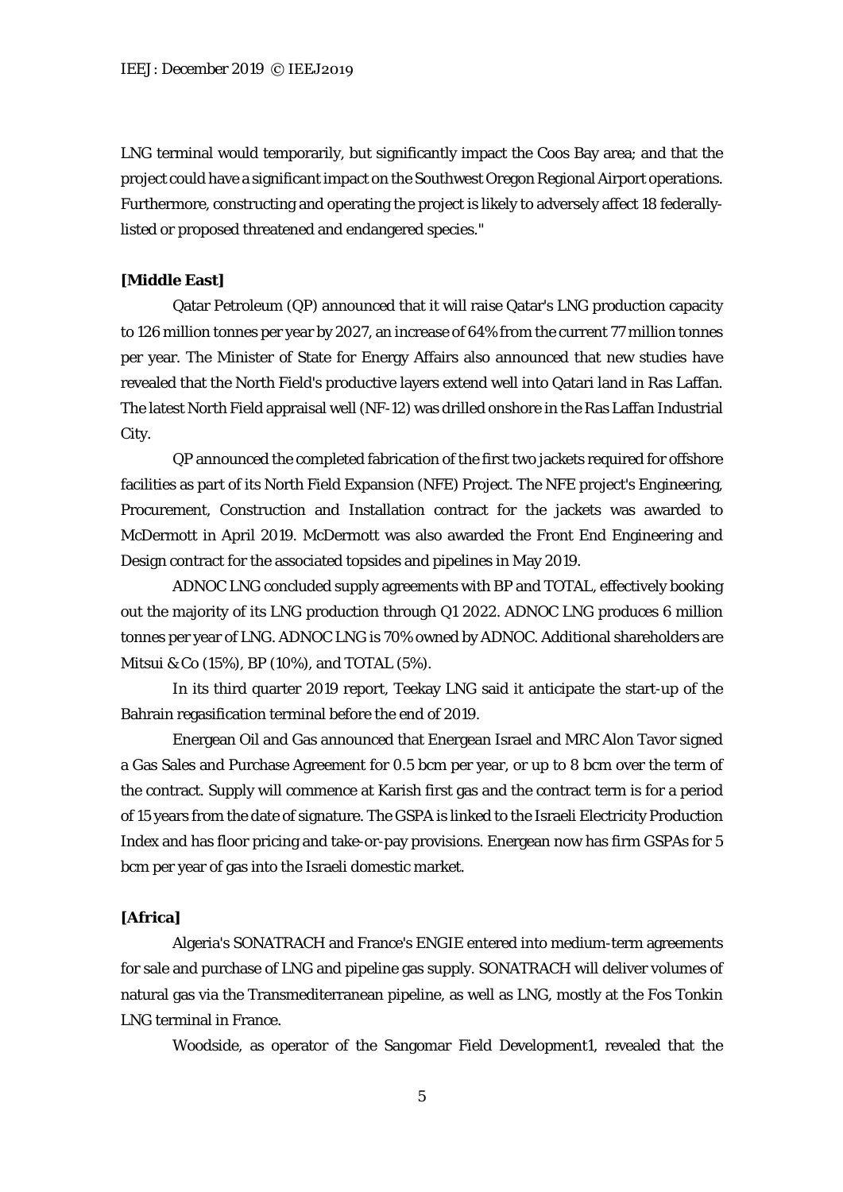LNG terminal would temporarily, but significantly impact the Coos Bay area; and that the project could have a significant impact on the Southwest Oregon Regional Airport operations. Furthermore, constructing and operating the project is likely to adversely affect 18 federally-listed or proposed threatened and endangered species."

**[Middle East]**

Qatar Petroleum (QP) announced that it will raise Qatar's LNG production capacity to 126 million tonnes per year by 2027, an increase of 64% from the current 77 million tonnes per year. The Minister of State for Energy Affairs also announced that new studies have revealed that the North Field's productive layers extend well into Qatari land in Ras Laffan. The latest North Field appraisal well (NF-12) was drilled onshore in the Ras Laffan Industrial City.

QP announced the completed fabrication of the first two jackets required for offshore facilities as part of its North Field Expansion (NFE) Project. The NFE project's Engineering, Procurement, Construction and Installation contract for the jackets was awarded to McDermott in April 2019. McDermott was also awarded the Front End Engineering and Design contract for the associated topsides and pipelines in May 2019.

ADNOC LNG concluded supply agreements with BP and TOTAL, effectively booking out the majority of its LNG production through Q1 2022. ADNOC LNG produces 6 million tonnes per year of LNG. ADNOC LNG is 70% owned by ADNOC. Additional shareholders are Mitsui & Co (15%), BP (10%), and TOTAL (5%).

In its third quarter 2019 report, Teekay LNG said it anticipate the start-up of the Bahrain regasification terminal before the end of 2019.

Energean Oil and Gas announced that Energean Israel and MRC Alon Tavor signed a Gas Sales and Purchase Agreement for 0.5 bcm per year, or up to 8 bcm over the term of the contract. Supply will commence at Karish first gas and the contract term is for a period of 15 years from the date of signature. The GSPA is linked to the Israeli Electricity Production Index and has floor pricing and take-or-pay provisions. Energean now has firm GSPAs for 5 bcm per year of gas into the Israeli domestic market.

**[Africa]**

Algeria's SONATRACH and France's ENGIE entered into medium-term agreements for sale and purchase of LNG and pipeline gas supply. SONATRACH will deliver volumes of natural gas via the Transmediterranean pipeline, as well as LNG, mostly at the Fos Tonkin LNG terminal in France.

Woodside, as operator of the Sangomar Field Development[1], revealed that the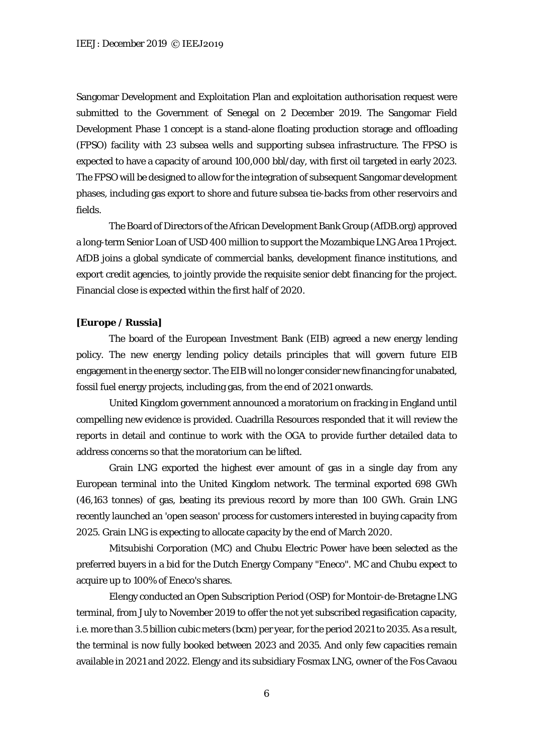Sangomar Development and Exploitation Plan and exploitation authorisation request were submitted to the Government of Senegal on 2 December 2019. The Sangomar Field Development Phase 1 concept is a stand-alone floating production storage and offloading (FPSO) facility with 23 subsea wells and supporting subsea infrastructure. The FPSO is expected to have a capacity of around 100,000 bbl/day, with first oil targeted in early 2023. The FPSO will be designed to allow for the integration of subsequent Sangomar development phases, including gas export to shore and future subsea tie-backs from other reservoirs and fields.

The Board of Directors of the African Development Bank Group (AfDB.org) approved a long-term Senior Loan of USD 400 million to support the Mozambique LNG Area 1 Project. AfDB joins a global syndicate of commercial banks, development finance institutions, and export credit agencies, to jointly provide the requisite senior debt financing for the project. Financial close is expected within the first half of 2020.

**[Europe / Russia]**

The board of the European Investment Bank (EIB) agreed a new energy lending policy. The new energy lending policy details principles that will govern future EIB engagement in the energy sector. The EIB will no longer consider new financing for unabated, fossil fuel energy projects, including gas, from the end of 2021 onwards.

United Kingdom government announced a moratorium on fracking in England until compelling new evidence is provided. Cuadrilla Resources responded that it will review the reports in detail and continue to work with the OGA to provide further detailed data to address concerns so that the moratorium can be lifted.

Grain LNG exported the highest ever amount of gas in a single day from any European terminal into the United Kingdom network. The terminal exported 698 GWh (46,163 tonnes) of gas, beating its previous record by more than 100 GWh. Grain LNG recently launched an 'open season' process for customers interested in buying capacity from 2025. Grain LNG is expecting to allocate capacity by the end of March 2020.

Mitsubishi Corporation (MC) and Chubu Electric Power have been selected as the preferred buyers in a bid for the Dutch Energy Company "Eneco". MC and Chubu expect to acquire up to 100% of Eneco's shares.

Elengy conducted an Open Subscription Period (OSP) for Montoir-de-Bretagne LNG terminal, from July to November 2019 to offer the not yet subscribed regasification capacity, i.e. more than 3.5 billion cubic meters (bcm) per year, for the period 2021 to 2035. As a result, the terminal is now fully booked between 2023 and 2035. And only few capacities remain available in 2021 and 2022. Elengy and its subsidiary Fosmax LNG, owner of the Fos Cavaou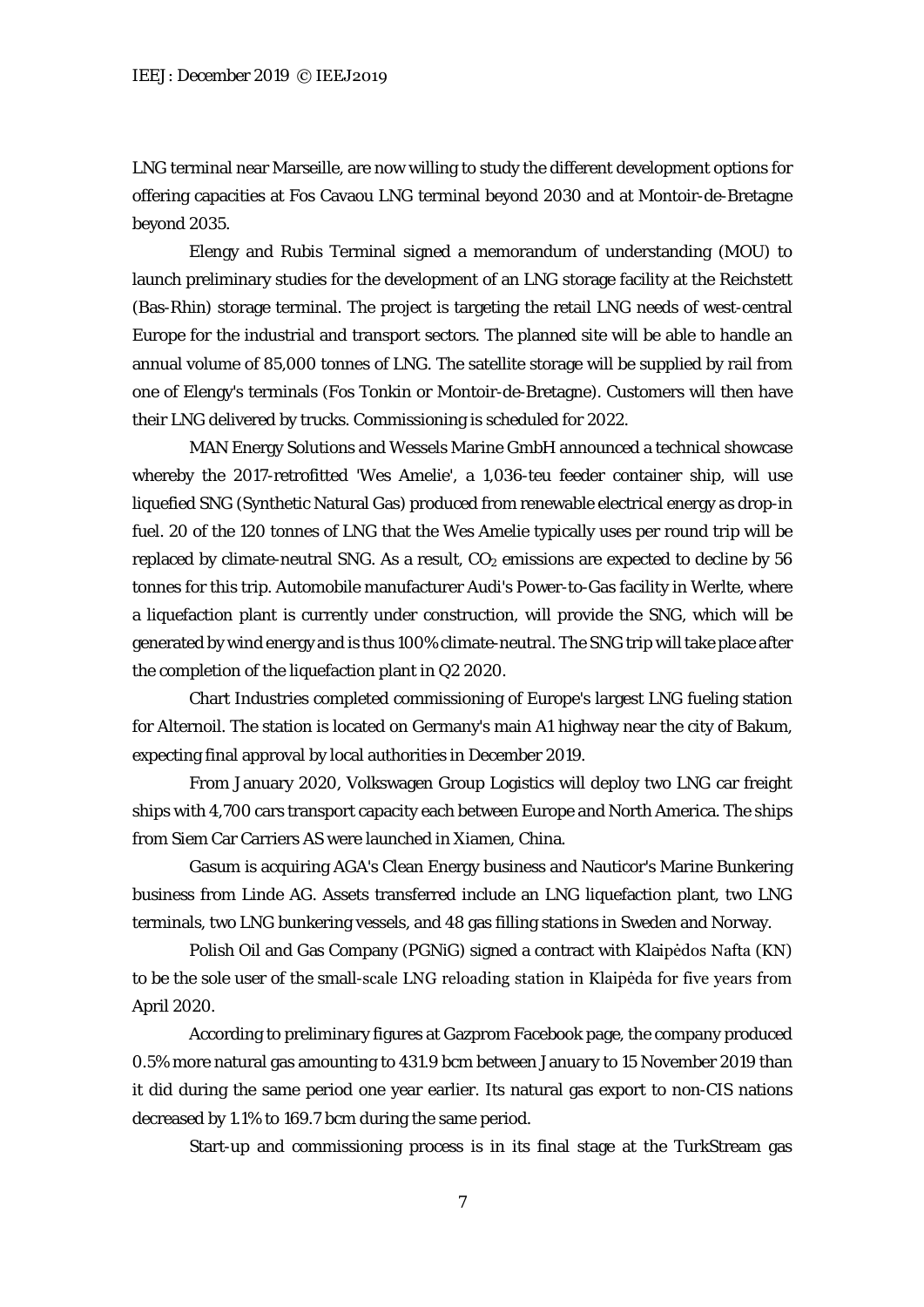LNG terminal near Marseille, are now willing to study the different development options for offering capacities at Fos Cavaou LNG terminal beyond 2030 and at Montoir-de-Bretagne beyond 2035.

Elengy and Rubis Terminal signed a memorandum of understanding (MOU) to launch preliminary studies for the development of an LNG storage facility at the Reichstett (Bas-Rhin) storage terminal. The project is targeting the retail LNG needs of west-central Europe for the industrial and transport sectors. The planned site will be able to handle an annual volume of 85,000 tonnes of LNG. The satellite storage will be supplied by rail from one of Elengy's terminals (Fos Tonkin or Montoir-de-Bretagne). Customers will then have their LNG delivered by trucks. Commissioning is scheduled for 2022.

MAN Energy Solutions and Wessels Marine GmbH announced a technical showcase whereby the 2017-retrofitted 'Wes Amelie', a 1,036-teu feeder container ship, will use liquefied SNG (Synthetic Natural Gas) produced from renewable electrical energy as drop-in fuel. 20 of the 120 tonnes of LNG that the Wes Amelie typically uses per round trip will be replaced by climate-neutral SNG. As a result, $CO_2$ emissions are expected to decline by 56 tonnes for this trip. Automobile manufacturer Audi's Power-to-Gas facility in Werlte, where a liquefaction plant is currently under construction, will provide the SNG, which will be generated by wind energy and is thus 100% climate-neutral. The SNG trip will take place after the completion of the liquefaction plant in Q2 2020.

Chart Industries completed commissioning of Europe's largest LNG fueling station for Alternoil. The station is located on Germany's main A1 highway near the city of Bakum, expecting final approval by local authorities in December 2019.

From January 2020, Volkswagen Group Logistics will deploy two LNG car freight ships with 4,700 cars transport capacity each between Europe and North America. The ships from Siem Car Carriers AS were launched in Xiamen, China.

Gasum is acquiring AGA's Clean Energy business and Nauticor's Marine Bunkering business from Linde AG. Assets transferred include an LNG liquefaction plant, two LNG terminals, two LNG bunkering vessels, and 48 gas filling stations in Sweden and Norway.

Polish Oil and Gas Company (PGNiG) signed a contract with Klaipėdos Nafta (KN) to be the sole user of the small-scale LNG reloading station in Klaipėda for five years from April 2020.

According to preliminary figures at Gazprom Facebook page, the company produced 0.5% more natural gas amounting to 431.9 bcm between January to 15 November 2019 than it did during the same period one year earlier. Its natural gas export to non-CIS nations decreased by 1.1% to 169.7 bcm during the same period.

Start-up and commissioning process is in its final stage at the TurkStream gas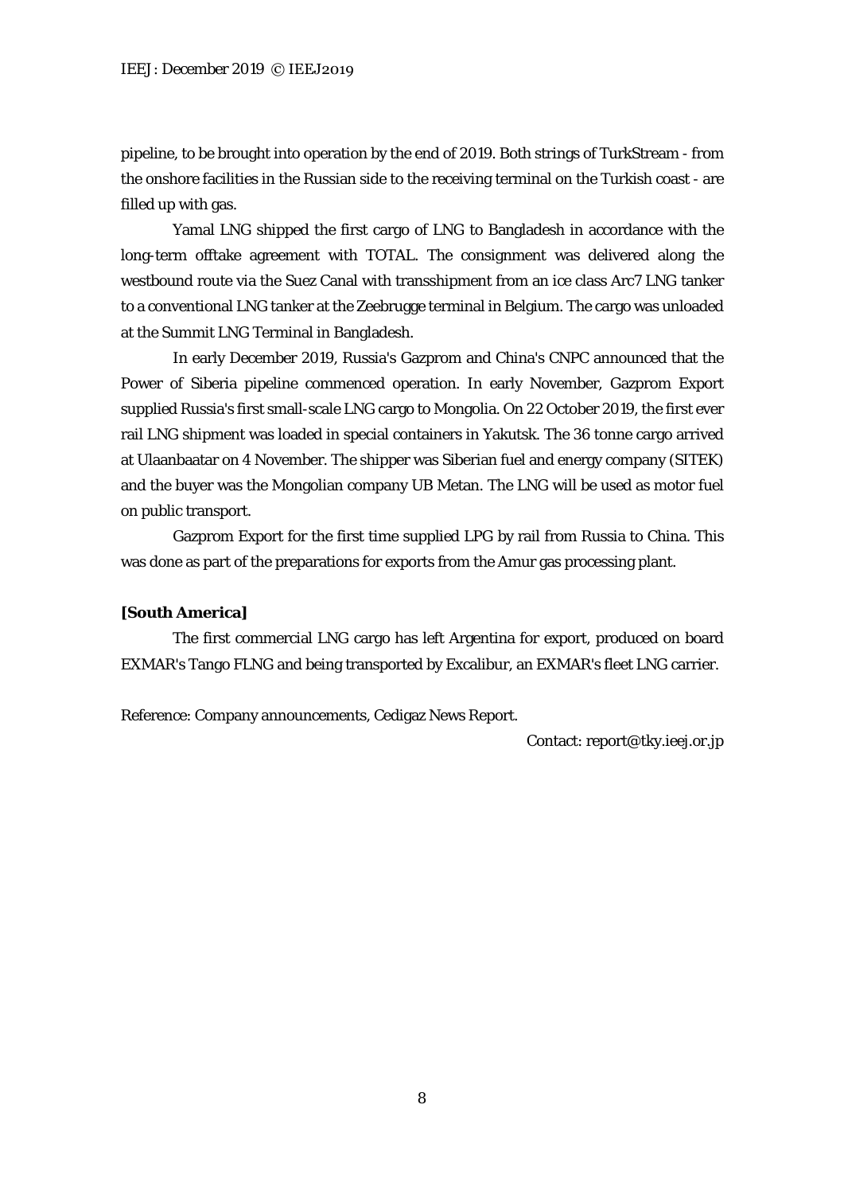pipeline, to be brought into operation by the end of 2019. Both strings of TurkStream - from the onshore facilities in the Russian side to the receiving terminal on the Turkish coast - are filled up with gas.

Yamal LNG shipped the first cargo of LNG to Bangladesh in accordance with the long-term offtake agreement with TOTAL. The consignment was delivered along the westbound route via the Suez Canal with transshipment from an ice class Arc7 LNG tanker to a conventional LNG tanker at the Zeebrugge terminal in Belgium. The cargo was unloaded at the Summit LNG Terminal in Bangladesh.

In early December 2019, Russia's Gazprom and China's CNPC announced that the Power of Siberia pipeline commenced operation. In early November, Gazprom Export supplied Russia's first small-scale LNG cargo to Mongolia. On 22 October 2019, the first ever rail LNG shipment was loaded in special containers in Yakutsk. The 36 tonne cargo arrived at Ulaanbaatar on 4 November. The shipper was Siberian fuel and energy company (SITEK) and the buyer was the Mongolian company UB Metan. The LNG will be used as motor fuel on public transport.

Gazprom Export for the first time supplied LPG by rail from Russia to China. This was done as part of the preparations for exports from the Amur gas processing plant.

**[South America]**

The first commercial LNG cargo has left Argentina for export, produced on board EXMAR's Tango FLNG and being transported by Excalibur, an EXMAR's fleet LNG carrier.

Reference: Company announcements, Cedigaz News Report.

Contact: report@tky.ieej.or.jp